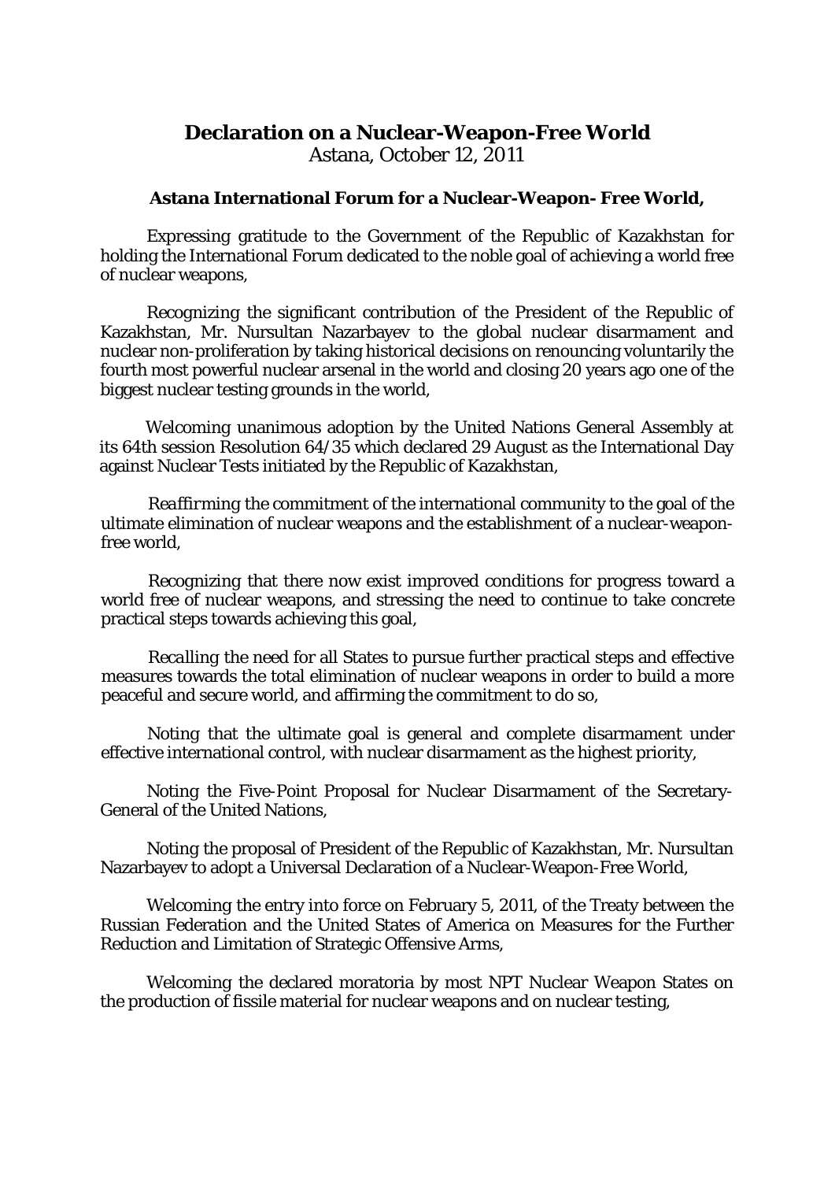# Declaration on a Nuclear-Weapon-Free World

Astana, October 12, 2011

**Astana International Forum for a Nuclear-Weapon- Free World,**

*Expressing* gratitude to the Government of the Republic of Kazakhstan for holding the International Forum dedicated to the noble goal of achieving a world free of nuclear weapons,

*Recognizing* the significant contribution of the President of the Republic of Kazakhstan, Mr. Nursultan Nazarbayev to the global nuclear disarmament and nuclear non-proliferation by taking historical decisions on renouncing voluntarily the fourth most powerful nuclear arsenal in the world and closing 20 years ago one of the biggest nuclear testing grounds in the world,

*Welcoming* unanimous adoption by the United Nations General Assembly at its 64th session Resolution 64/35 which declared 29 August as the International Day against Nuclear Tests initiated by the Republic of Kazakhstan,

*Reaffirming* the commitment of the international community to the goal of the ultimate elimination of nuclear weapons and the establishment of a nuclear-weapon-free world,

*Recognizing* that there now exist improved conditions for progress toward a world free of nuclear weapons, and stressing the need to continue to take concrete practical steps towards achieving this goal,

*Recalling* the need for all States to pursue further practical steps and effective measures towards the total elimination of nuclear weapons in order to build a more peaceful and secure world, and affirming the commitment to do so,

*Noting* that the ultimate goal is general and complete disarmament under effective international control, with nuclear disarmament as the highest priority,

*Noting* the Five-Point Proposal for Nuclear Disarmament of the Secretary-General of the United Nations,

*Noting* the proposal of President of the Republic of Kazakhstan, Mr. Nursultan Nazarbayev to adopt a Universal Declaration of a Nuclear-Weapon-Free World,

*Welcoming* the entry into force on February 5, 2011, of the Treaty between the Russian Federation and the United States of America on Measures for the Further Reduction and Limitation of Strategic Offensive Arms,

*Welcoming* the declared moratoria by most NPT Nuclear Weapon States on the production of fissile material for nuclear weapons and on nuclear testing,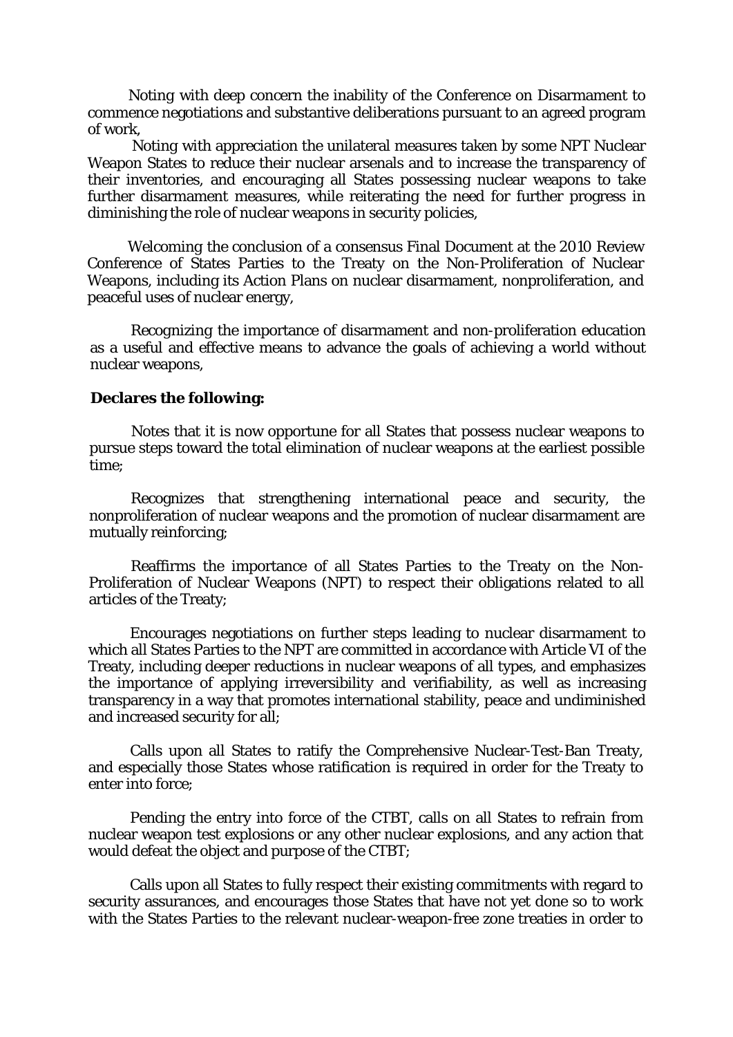Noting with deep concern the inability of the Conference on Disarmament to commence negotiations and substantive deliberations pursuant to an agreed program of work,

Noting with appreciation the unilateral measures taken by some NPT Nuclear Weapon States to reduce their nuclear arsenals and to increase the transparency of their inventories, and encouraging all States possessing nuclear weapons to take further disarmament measures, while reiterating the need for further progress in diminishing the role of nuclear weapons in security policies,

Welcoming the conclusion of a consensus Final Document at the 2010 Review Conference of States Parties to the Treaty on the Non-Proliferation of Nuclear Weapons, including its Action Plans on nuclear disarmament, nonproliferation, and peaceful uses of nuclear energy,

Recognizing the importance of disarmament and non-proliferation education as a useful and effective means to advance the goals of achieving a world without nuclear weapons,

**Declares the following:**

Notes that it is now opportune for all States that possess nuclear weapons to pursue steps toward the total elimination of nuclear weapons at the earliest possible time;

Recognizes that strengthening international peace and security, the nonproliferation of nuclear weapons and the promotion of nuclear disarmament are mutually reinforcing;

Reaffirms the importance of all States Parties to the Treaty on the Non-Proliferation of Nuclear Weapons (NPT) to respect their obligations related to all articles of the Treaty;

Encourages negotiations on further steps leading to nuclear disarmament to which all States Parties to the NPT are committed in accordance with Article VI of the Treaty, including deeper reductions in nuclear weapons of all types, and emphasizes the importance of applying irreversibility and verifiability, as well as increasing transparency in a way that promotes international stability, peace and undiminished and increased security for all;

Calls upon all States to ratify the Comprehensive Nuclear-Test-Ban Treaty, and especially those States whose ratification is required in order for the Treaty to enter into force;

Pending the entry into force of the CTBT, calls on all States to refrain from nuclear weapon test explosions or any other nuclear explosions, and any action that would defeat the object and purpose of the CTBT;

Calls upon all States to fully respect their existing commitments with regard to security assurances, and encourages those States that have not yet done so to work with the States Parties to the relevant nuclear-weapon-free zone treaties in order to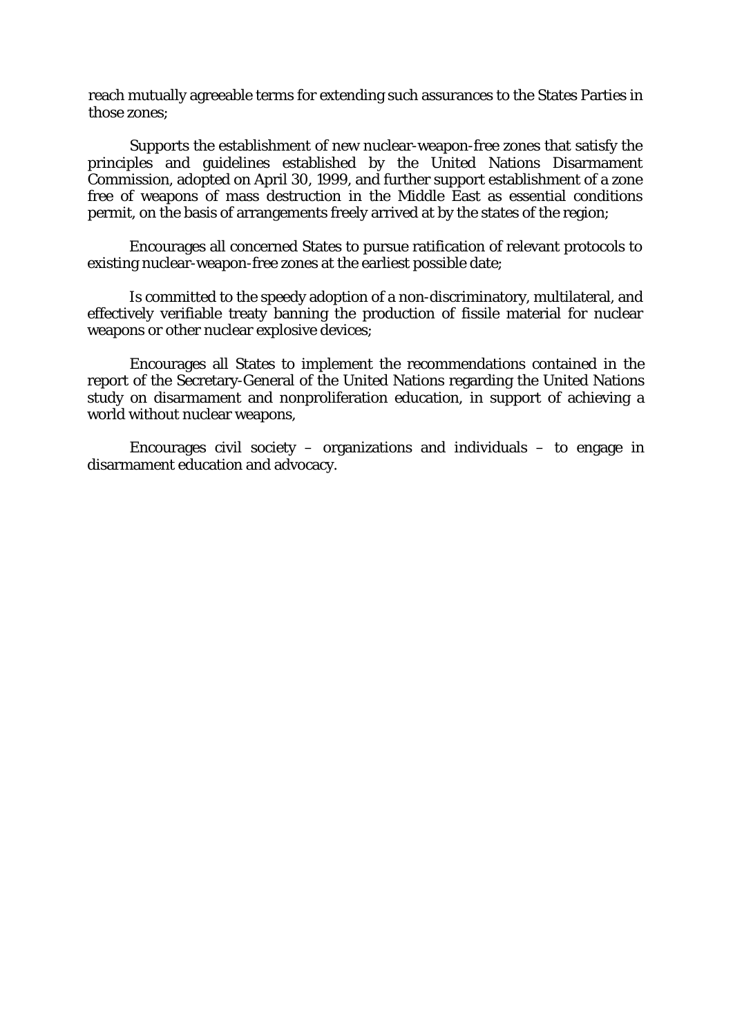reach mutually agreeable terms for extending such assurances to the States Parties in those zones;

Supports the establishment of new nuclear-weapon-free zones that satisfy the principles and guidelines established by the United Nations Disarmament Commission, adopted on April 30, 1999, and further support establishment of a zone free of weapons of mass destruction in the Middle East as essential conditions permit, on the basis of arrangements freely arrived at by the states of the region;

Encourages all concerned States to pursue ratification of relevant protocols to existing nuclear-weapon-free zones at the earliest possible date;

Is committed to the speedy adoption of a non-discriminatory, multilateral, and effectively verifiable treaty banning the production of fissile material for nuclear weapons or other nuclear explosive devices;

Encourages all States to implement the recommendations contained in the report of the Secretary-General of the United Nations regarding the United Nations study on disarmament and nonproliferation education, in support of achieving a world without nuclear weapons,

Encourages civil society – organizations and individuals – to engage in disarmament education and advocacy.